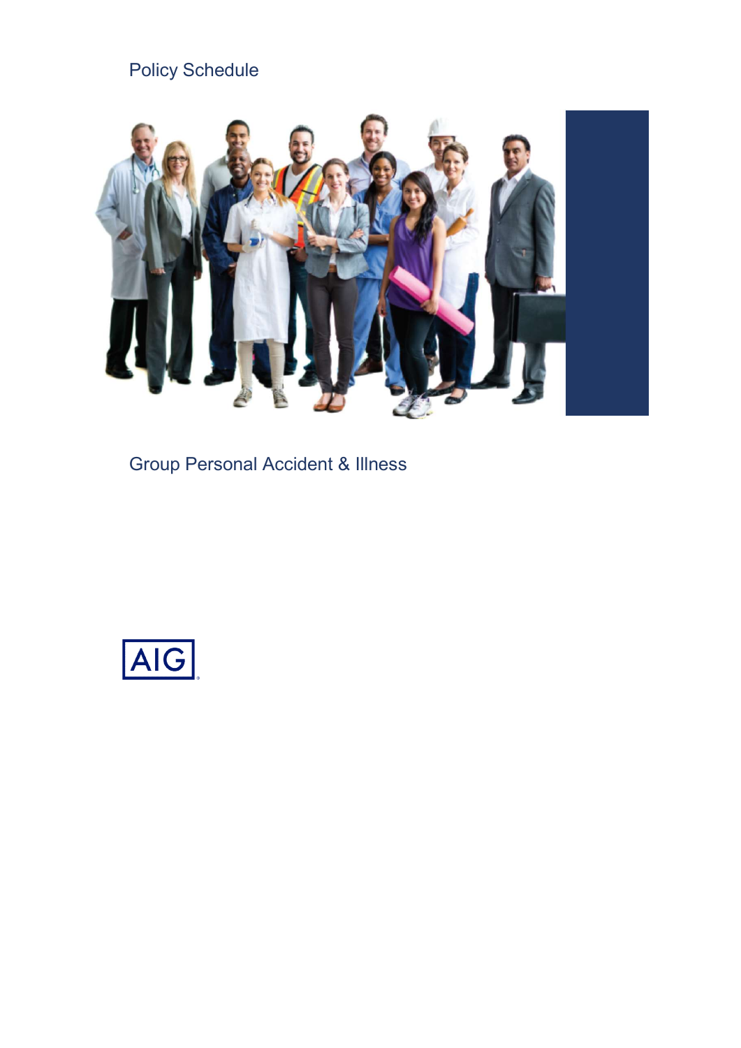Policy Schedule

# Group Personal Accident & Illness

AIG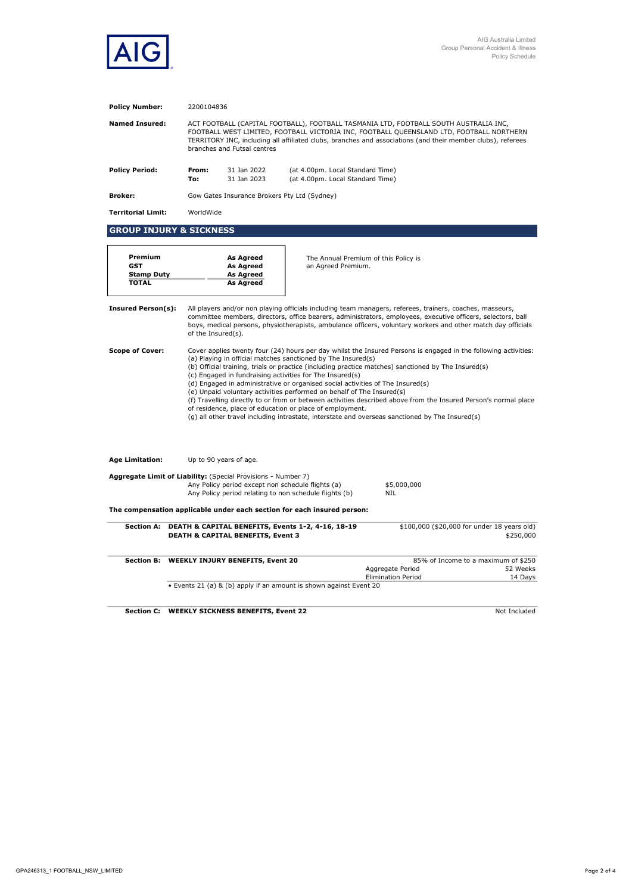AIG Australia Limited
Group Personal Accident & Illness
Policy Schedule

**Policy Number:** 2200104836

**Named Insured:** ACT FOOTBALL (CAPITAL FOOTBALL), FOOTBALL TASMANIA LTD, FOOTBALL SOUTH AUSTRALIA INC, FOOTBALL WEST LIMITED, FOOTBALL VICTORIA INC, FOOTBALL QUEENSLAND LTD, FOOTBALL NORTHERN TERRITORY INC, including all affiliated clubs, branches and associations (and their member clubs), referees branches and Futsal centres

| **Policy Period:** | | | |
|---|---|---|---|
| | **From:** | 31 Jan 2022 | (at 4.00pm. Local Standard Time) |
| | **To:** | 31 Jan 2023 | (at 4.00pm. Local Standard Time) |

**Broker:** Gow Gates Insurance Brokers Pty Ltd (Sydney)

**Territorial Limit:** WorldWide

## GROUP INJURY & SICKNESS

| | |
|---|---|
| **Premium** | **As Agreed** |
| **GST** | **As Agreed** |
| **Stamp Duty** | **As Agreed** |
| **TOTAL** | **As Agreed** |

The Annual Premium of this Policy is an Agreed Premium.

**Insured Person(s):** All players and/or non playing officials including team managers, referees, trainers, coaches, masseurs, committee members, directors, office bearers, administrators, employees, executive officers, selectors, ball boys, medical persons, physiotherapists, ambulance officers, voluntary workers and other match day officials of the Insured(s).

**Scope of Cover:** Cover applies twenty four (24) hours per day whilst the Insured Persons is engaged in the following activities:
(a) Playing in official matches sanctioned by The Insured(s)
(b) Official training, trials or practice (including practice matches) sanctioned by The Insured(s)
(c) Engaged in fundraising activities for The Insured(s)
(d) Engaged in administrative or organised social activities of The Insured(s)
(e) Unpaid voluntary activities performed on behalf of The Insured(s)
(f) Travelling directly to or from or between activities described above from the Insured Person's normal place of residence, place of education or place of employment.
(g) all other travel including intrastate, interstate and overseas sanctioned by The Insured(s)

**Age Limitation:** Up to 90 years of age.

**Aggregate Limit of Liability:** (Special Provisions - Number 7)

| | |
|---|---|
| Any Policy period except non schedule flights (a) | $5,000,000 |
| Any Policy period relating to non schedule flights (b) | NIL |

**The compensation applicable under each section for each insured person:**

| Section | Benefit | | |
|---|---|---|---|
| **Section A:** | **DEATH & CAPITAL BENEFITS, Events 1-2, 4-16, 18-19** | | $100,000 ($20,000 for under 18 years old) |
| | **DEATH & CAPITAL BENEFITS, Event 3** | | $250,000 |
| **Section B:** | **WEEKLY INJURY BENEFITS, Event 20** | | 85% of Income to a maximum of $250 |
| | | Aggregate Period | 52 Weeks |
| | | Elimination Period | 14 Days |
| | • Events 21 (a) & (b) apply if an amount is shown against Event 20 | | |
| **Section C:** | **WEEKLY SICKNESS BENEFITS, Event 22** | | Not Included |

GPA246313_1 FOOTBALL_NSW_LIMITED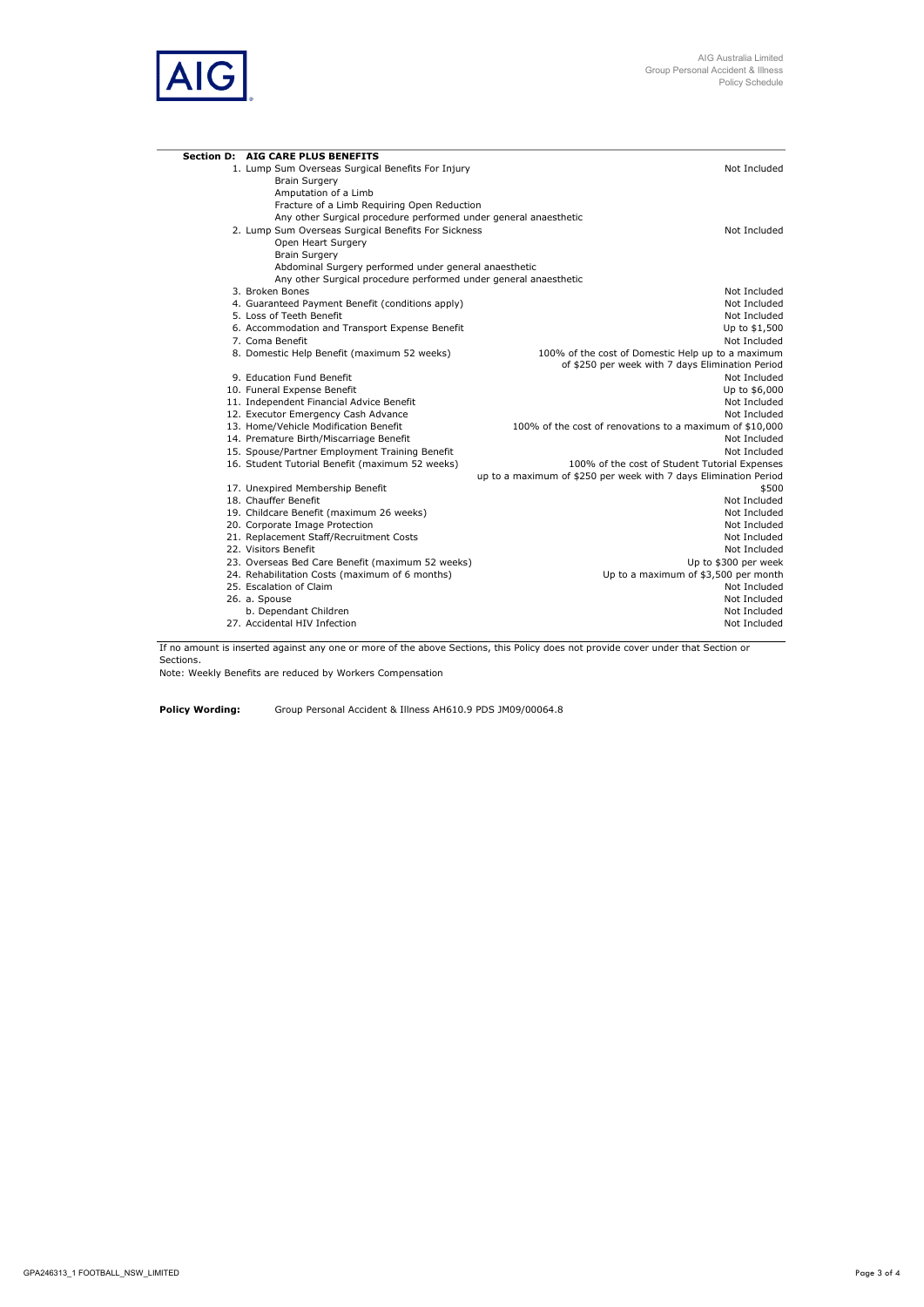**Section D: AIG CARE PLUS BENEFITS**

| Benefit | Cover |
|---|---|
| 1. Lump Sum Overseas Surgical Benefits For Injury<br>Brain Surgery<br>Amputation of a Limb<br>Fracture of a Limb Requiring Open Reduction<br>Any other Surgical procedure performed under general anaesthetic | Not Included |
| 2. Lump Sum Overseas Surgical Benefits For Sickness<br>Open Heart Surgery<br>Brain Surgery<br>Abdominal Surgery performed under general anaesthetic<br>Any other Surgical procedure performed under general anaesthetic | Not Included |
| 3. Broken Bones | Not Included |
| 4. Guaranteed Payment Benefit (conditions apply) | Not Included |
| 5. Loss of Teeth Benefit | Not Included |
| 6. Accommodation and Transport Expense Benefit | Up to $1,500 |
| 7. Coma Benefit | Not Included |
| 8. Domestic Help Benefit (maximum 52 weeks) | 100% of the cost of Domestic Help up to a maximum of $250 per week with 7 days Elimination Period |
| 9. Education Fund Benefit | Not Included |
| 10. Funeral Expense Benefit | Up to $6,000 |
| 11. Independent Financial Advice Benefit | Not Included |
| 12. Executor Emergency Cash Advance | Not Included |
| 13. Home/Vehicle Modification Benefit | 100% of the cost of renovations to a maximum of $10,000 |
| 14. Premature Birth/Miscarriage Benefit | Not Included |
| 15. Spouse/Partner Employment Training Benefit | Not Included |
| 16. Student Tutorial Benefit (maximum 52 weeks) | 100% of the cost of Student Tutorial Expenses up to a maximum of $250 per week with 7 days Elimination Period |
| 17. Unexpired Membership Benefit | $500 |
| 18. Chauffer Benefit | Not Included |
| 19. Childcare Benefit (maximum 26 weeks) | Not Included |
| 20. Corporate Image Protection | Not Included |
| 21. Replacement Staff/Recruitment Costs | Not Included |
| 22. Visitors Benefit | Not Included |
| 23. Overseas Bed Care Benefit (maximum 52 weeks) | Up to $300 per week |
| 24. Rehabilitation Costs (maximum of 6 months) | Up to a maximum of $3,500 per month |
| 25. Escalation of Claim | Not Included |
| 26. a. Spouse | Not Included |
| b. Dependant Children | Not Included |
| 27. Accidental HIV Infection | Not Included |

If no amount is inserted against any one or more of the above Sections, this Policy does not provide cover under that Section or Sections.

Note: Weekly Benefits are reduced by Workers Compensation

**Policy Wording:** Group Personal Accident & Illness AH610.9 PDS JM09/00064.8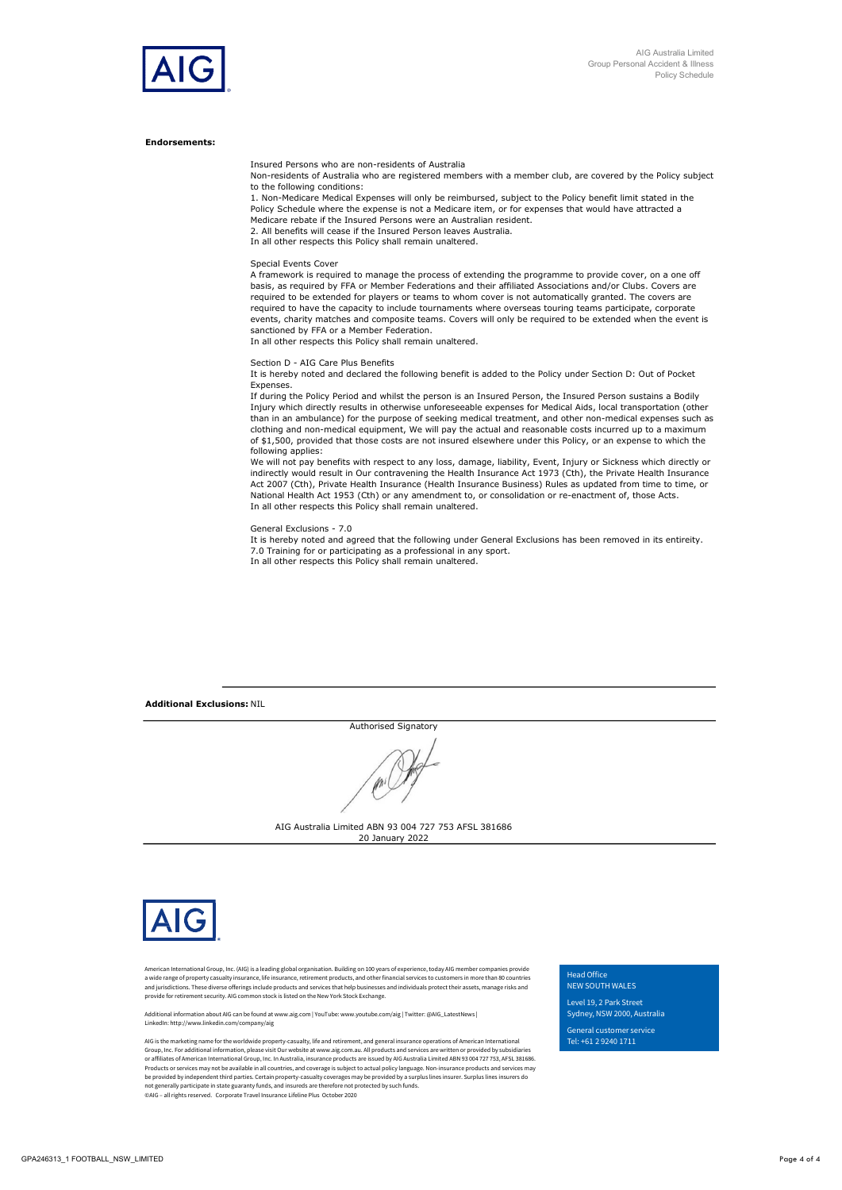**Endorsements:**

Insured Persons who are non-residents of Australia

Non-residents of Australia who are registered members with a member club, are covered by the Policy subject to the following conditions:

1. Non-Medicare Medical Expenses will only be reimbursed, subject to the Policy benefit limit stated in the Policy Schedule where the expense is not a Medicare item, or for expenses that would have attracted a Medicare rebate if the Insured Persons were an Australian resident.
2. All benefits will cease if the Insured Person leaves Australia.

In all other respects this Policy shall remain unaltered.

Special Events Cover

A framework is required to manage the process of extending the programme to provide cover, on a one off basis, as required by FFA or Member Federations and their affiliated Associations and/or Clubs. Covers are required to be extended for players or teams to whom cover is not automatically granted. The covers are required to have the capacity to include tournaments where overseas touring teams participate, corporate events, charity matches and composite teams. Covers will only be required to be extended when the event is sanctioned by FFA or a Member Federation.

In all other respects this Policy shall remain unaltered.

Section D - AIG Care Plus Benefits

It is hereby noted and declared the following benefit is added to the Policy under Section D: Out of Pocket Expenses.

If during the Policy Period and whilst the person is an Insured Person, the Insured Person sustains a Bodily Injury which directly results in otherwise unforeseeable expenses for Medical Aids, local transportation (other than in an ambulance) for the purpose of seeking medical treatment, and other non-medical expenses such as clothing and non-medical equipment, We will pay the actual and reasonable costs incurred up to a maximum of $1,500, provided that those costs are not insured elsewhere under this Policy, or an expense to which the following applies:

We will not pay benefits with respect to any loss, damage, liability, Event, Injury or Sickness which directly or indirectly would result in Our contravening the Health Insurance Act 1973 (Cth), the Private Health Insurance Act 2007 (Cth), Private Health Insurance (Health Insurance Business) Rules as updated from time to time, or National Health Act 1953 (Cth) or any amendment to, or consolidation or re-enactment of, those Acts.

In all other respects this Policy shall remain unaltered.

General Exclusions - 7.0

It is hereby noted and agreed that the following under General Exclusions has been removed in its entireity.

7.0 Training for or participating as a professional in any sport.

In all other respects this Policy shall remain unaltered.

**Additional Exclusions:** NIL

Authorised Signatory

AIG Australia Limited ABN 93 004 727 753 AFSL 381686
20 January 2022

American International Group, Inc. (AIG) is a leading global organisation. Building on 100 years of experience, today AIG member companies provide a wide range of property casualty insurance, life insurance, retirement products, and other financial services to customers in more than 80 countries and jurisdictions. These diverse offerings include products and services that help businesses and individuals protect their assets, manage risks and provide for retirement security. AIG common stock is listed on the New York Stock Exchange.

Additional information about AIG can be found at www.aig.com | YouTube: www.youtube.com/aig | Twitter: @AIG_LatestNews | LinkedIn: http://www.linkedin.com/company/aig

AIG is the marketing name for the worldwide property-casualty, life and retirement, and general insurance operations of American International Group, Inc. For additional information, please visit Our website at www.aig.com.au. All products and services are written or provided by subsidiaries or affiliates of American International Group, Inc. In Australia, insurance products are issued by AIG Australia Limited ABN 93 004 727 753, AFSL 381686. Products or services may not be available in all countries, and coverage is subject to actual policy language. Non-insurance products and services may be provided by independent third parties. Certain property-casualty coverages may be provided by a surplus lines insurer. Surplus lines insurers do not generally participate in state guaranty funds, and insureds are therefore not protected by such funds.

©AIG - all rights reserved. Corporate Travel Insurance Lifeline Plus October 2020

Head Office
NEW SOUTH WALES

Level 19, 2 Park Street
Sydney, NSW 2000, Australia

General customer service
Tel: +61 2 9240 1711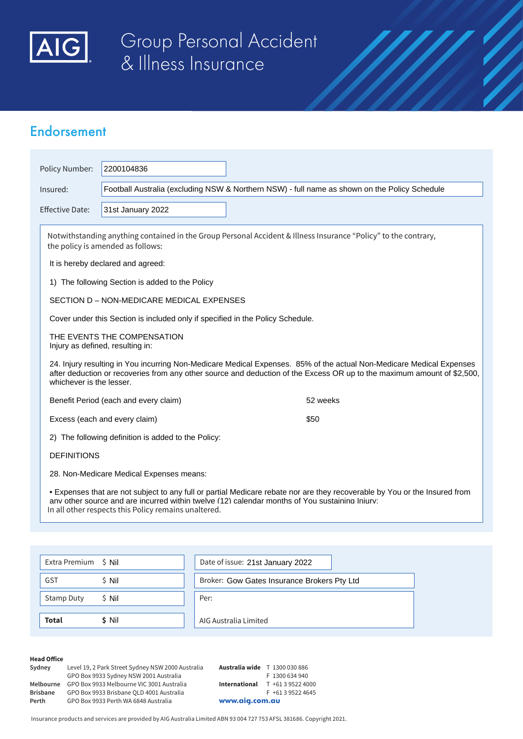# Group Personal Accident & Illness Insurance

## Endorsement

| | |
|---|---|
| Policy Number: | 2200104836 |
| Insured: | Football Australia (excluding NSW & Northern NSW) - full name as shown on the Policy Schedule |
| Effective Date: | 31st January 2022 |

Notwithstanding anything contained in the Group Personal Accident & Illness Insurance "Policy" to the contrary, the policy is amended as follows:

It is hereby declared and agreed:

1) The following Section is added to the Policy

SECTION D – NON-MEDICARE MEDICAL EXPENSES

Cover under this Section is included only if specified in the Policy Schedule.

THE EVENTS THE COMPENSATION
Injury as defined, resulting in:

24. Injury resulting in You incurring Non-Medicare Medical Expenses. 85% of the actual Non-Medicare Medical Expenses after deduction or recoveries from any other source and deduction of the Excess OR up to the maximum amount of $2,500, whichever is the lesser.

| | |
|---|---|
| Benefit Period (each and every claim) | 52 weeks |
| Excess (each and every claim) | $50 |

2) The following definition is added to the Policy:

DEFINITIONS

28. Non-Medicare Medical Expenses means:

• Expenses that are not subject to any full or partial Medicare rebate nor are they recoverable by You or the Insured from any other source and are incurred within twelve (12) calendar months of You sustaining Injury;

In all other respects this Policy remains unaltered.

| | | |
|---|---|---|
| Extra Premium | $ Nil | Date of issue: 21st January 2022 |
| GST | $ Nil | Broker: Gow Gates Insurance Brokers Pty Ltd |
| Stamp Duty | $ Nil | Per: |
| **Total** | **$ Nil** | AIG Australia Limited |

**Head Office**

| | |
|---|---|
| Sydney | Level 19, 2 Park Street Sydney NSW 2000 Australia |
| | GPO Box 9933 Sydney NSW 2001 Australia |
| Melbourne | GPO Box 9933 Melbourne VIC 3001 Australia |
| Brisbane | GPO Box 9933 Brisbane QLD 4001 Australia |
| Perth | GPO Box 9933 Perth WA 6848 Australia |

| | |
|---|---|
| **Australia wide** | T 1300 030 886 |
| | F 1300 634 940 |
| **International** | T +61 3 9522 4000 |
| | F +61 3 9522 4645 |

**www.aig.com.au**

Insurance products and services are provided by AIG Australia Limited ABN 93 004 727 753 AFSL 381686. Copyright 2021.